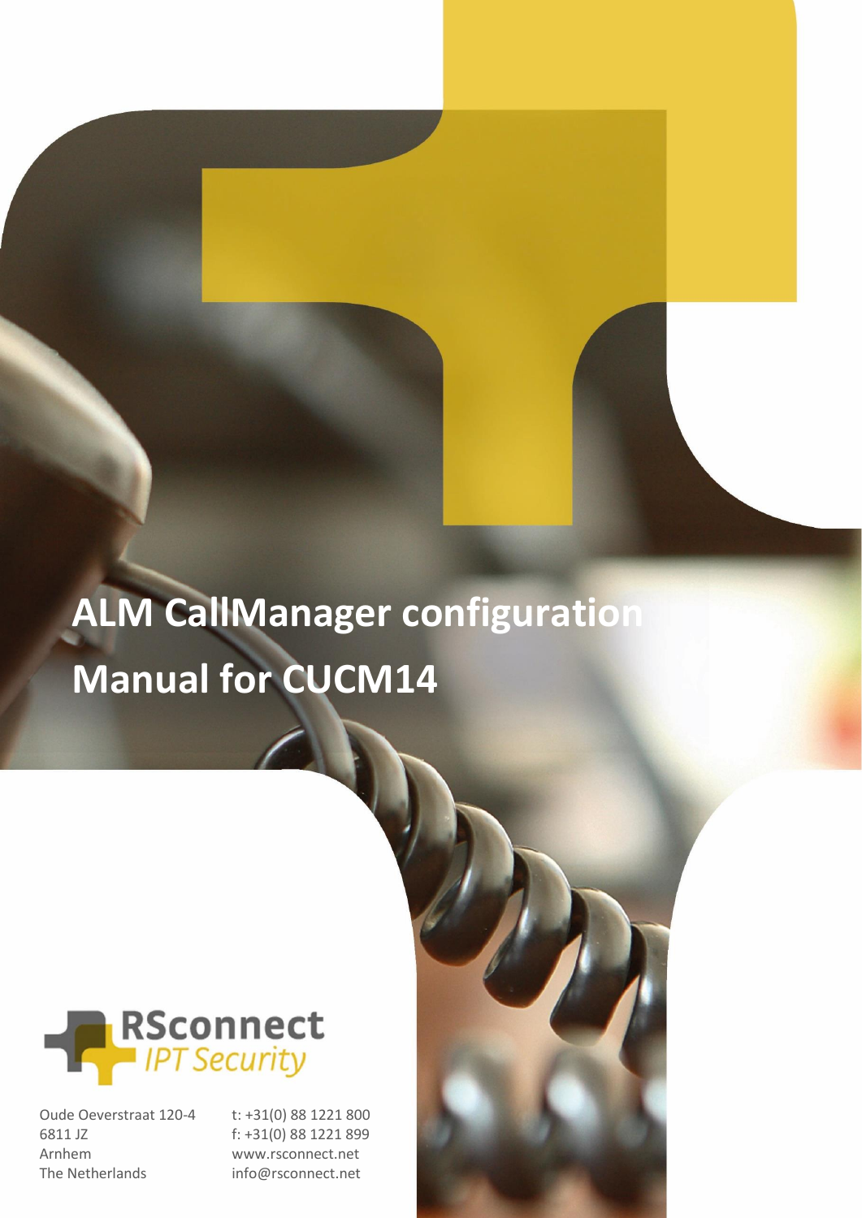# ALM CallManager configuration Manual for CUCM14

RSconnect
*IPT Security*

Oude Oeverstraat 120-4
6811 JZ
Arnhem
The Netherlands

t: +31(0) 88 1221 800
f: +31(0) 88 1221 899
www.rsconnect.net
info@rsconnect.net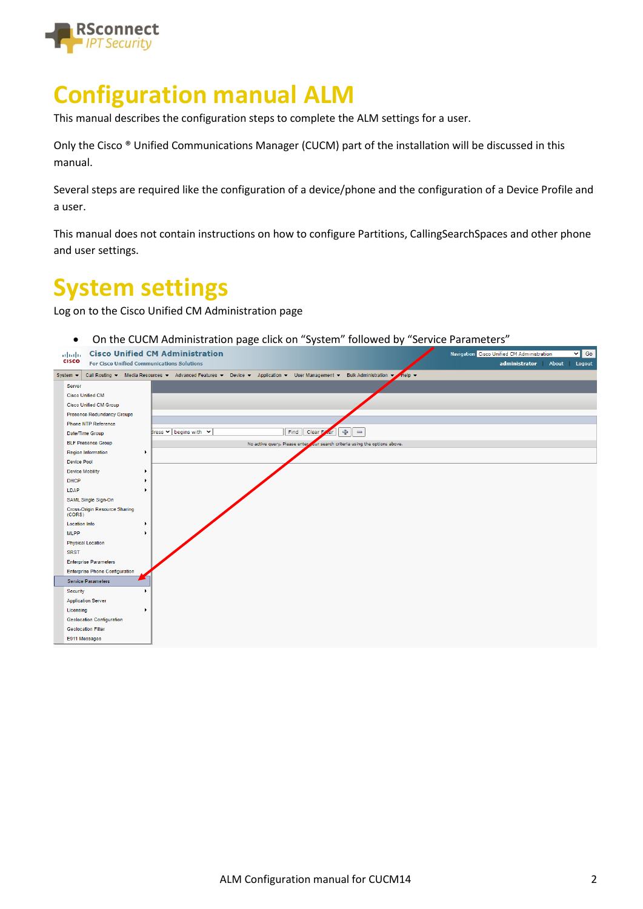# Configuration manual ALM

This manual describes the configuration steps to complete the ALM settings for a user.

Only the Cisco ® Unified Communications Manager (CUCM) part of the installation will be discussed in this manual.

Several steps are required like the configuration of a device/phone and the configuration of a Device Profile and a user.

This manual does not contain instructions on how to configure Partitions, CallingSearchSpaces and other phone and user settings.

# System settings

Log on to the Cisco Unified CM Administration page

- On the CUCM Administration page click on "System" followed by "Service Parameters"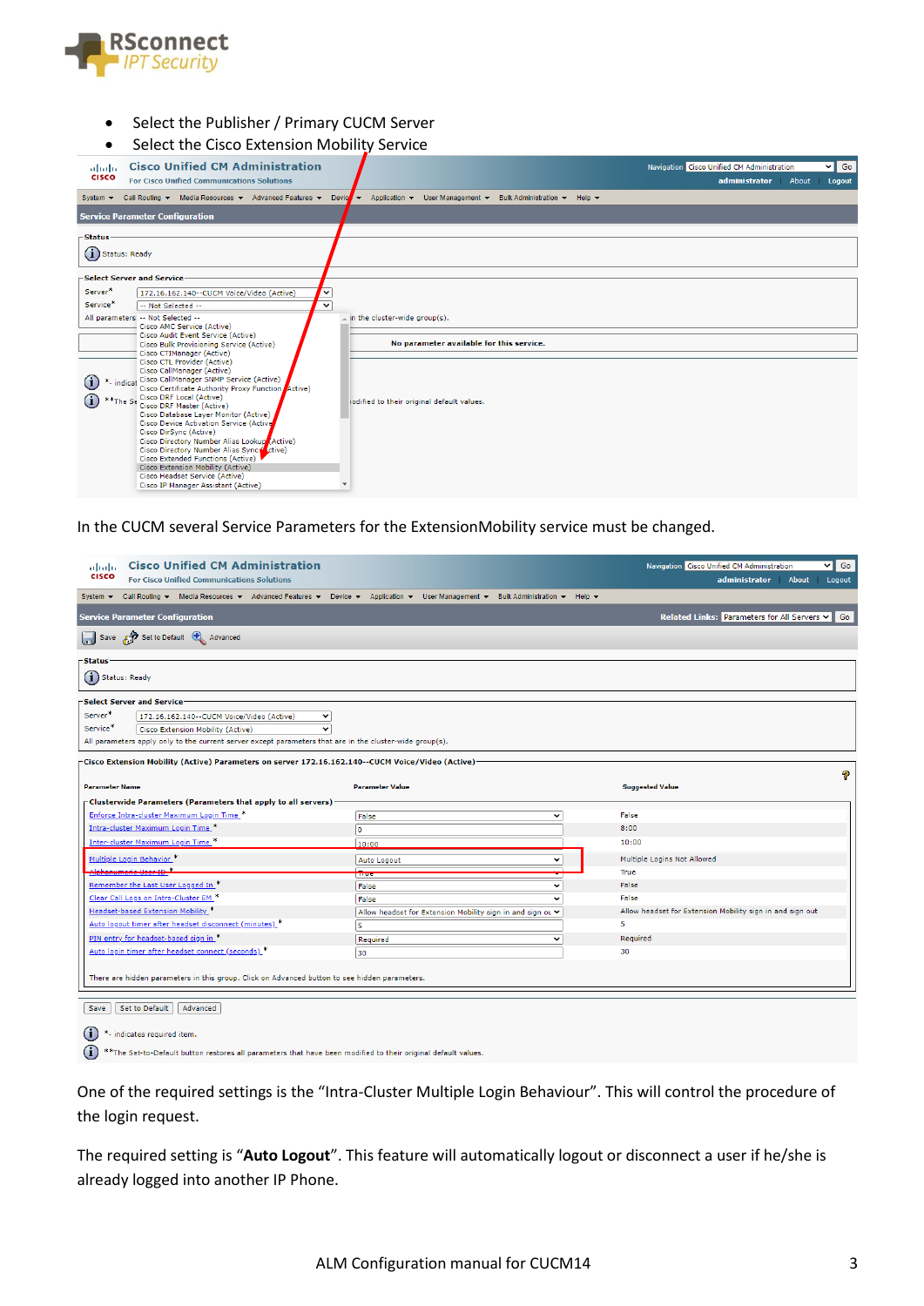- Select the Publisher / Primary CUCM Server
- Select the Cisco Extension Mobility Service

In the CUCM several Service Parameters for the ExtensionMobility service must be changed.

One of the required settings is the “Intra-Cluster Multiple Login Behaviour”. This will control the procedure of the login request.

The required setting is “**Auto Logout**”. This feature will automatically logout or disconnect a user if he/she is already logged into another IP Phone.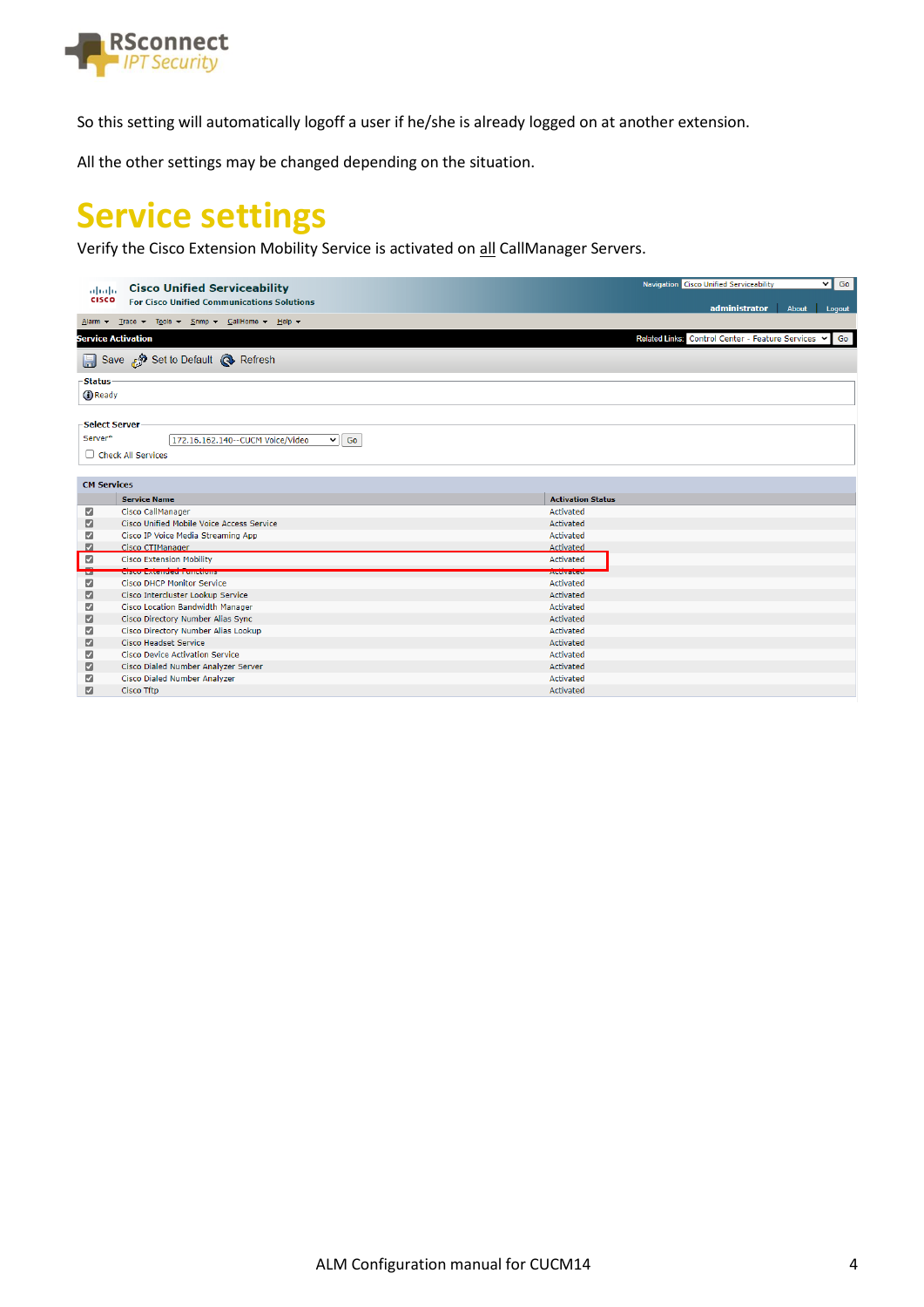So this setting will automatically logoff a user if he/she is already logged on at another extension.

All the other settings may be changed depending on the situation.

# Service settings

Verify the Cisco Extension Mobility Service is activated on all CallManager Servers.

**Cisco Unified Serviceability**
For Cisco Unified Communications Solutions

Navigation: Cisco Unified Serviceability | Go

administrator | About | Logout

Alarm | Trace | Tools | Snmp | CallHome | Help

**Service Activation**

Related Links: Control Center - Feature Services | Go

Save | Set to Default | Refresh

**Status**

Ready

**Select Server**

Server* 172.16.162.140--CUCM Voice/Video | Go

☐ Check All Services

**CM Services**

| | Service Name | Activation Status |
|---|---|---|
| ☑ | Cisco CallManager | Activated |
| ☑ | Cisco Unified Mobile Voice Access Service | Activated |
| ☑ | Cisco IP Voice Media Streaming App | Activated |
| ☑ | Cisco CTIManager | Activated |
| ☑ | Cisco Extension Mobility | Activated |
| ☑ | Cisco Extended Functions | Activated |
| ☑ | Cisco DHCP Monitor Service | Activated |
| ☑ | Cisco Intercluster Lookup Service | Activated |
| ☑ | Cisco Location Bandwidth Manager | Activated |
| ☑ | Cisco Directory Number Alias Sync | Activated |
| ☑ | Cisco Directory Number Alias Lookup | Activated |
| ☑ | Cisco Headset Service | Activated |
| ☑ | Cisco Device Activation Service | Activated |
| ☑ | Cisco Dialed Number Analyzer Server | Activated |
| ☑ | Cisco Dialed Number Analyzer | Activated |
| ☑ | Cisco Tftp | Activated |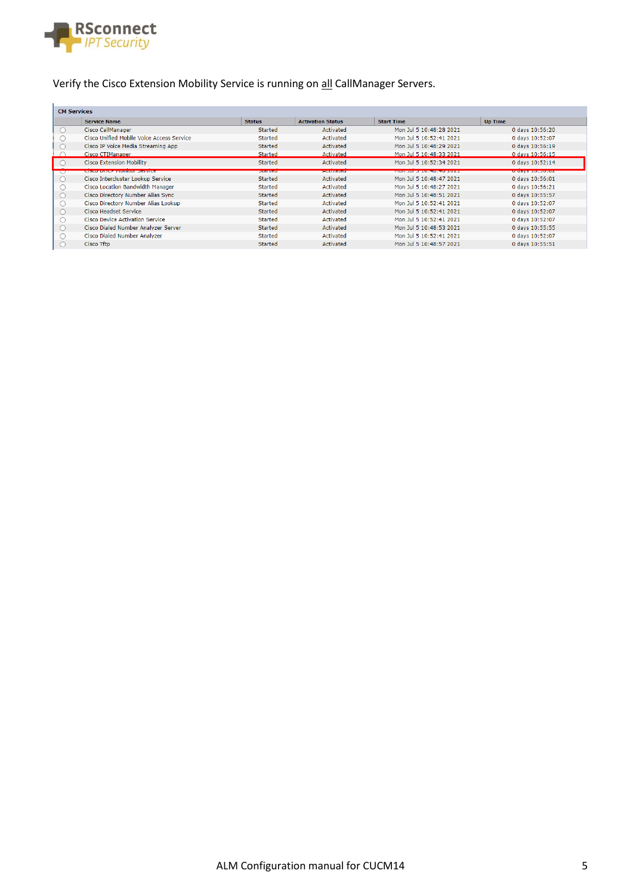Verify the Cisco Extension Mobility Service is running on all CallManager Servers.

**CM Services**

| | Service Name | Status | Activation Status | Start Time | Up Time |
|---|---|---|---|---|---|
| ○ | Cisco CallManager | Started | Activated | Mon Jul 5 10:48:28 2021 | 0 days 10:56:20 |
| ○ | Cisco Unified Mobile Voice Access Service | Started | Activated | Mon Jul 5 10:52:41 2021 | 0 days 10:52:07 |
| ○ | Cisco IP Voice Media Streaming App | Started | Activated | Mon Jul 5 10:48:29 2021 | 0 days 10:56:19 |
| ○ | Cisco CTIManager | Started | Activated | Mon Jul 5 10:48:33 2021 | 0 days 10:56:15 |
| ○ | Cisco Extension Mobility | Started | Activated | Mon Jul 5 10:52:34 2021 | 0 days 10:52:14 |
| ○ | Cisco DHCP Monitor Service | Started | Activated | Mon Jul 5 10:48:46 2021 | 0 days 10:56:02 |
| ○ | Cisco Intercluster Lookup Service | Started | Activated | Mon Jul 5 10:48:47 2021 | 0 days 10:56:01 |
| ○ | Cisco Location Bandwidth Manager | Started | Activated | Mon Jul 5 10:48:27 2021 | 0 days 10:56:21 |
| ○ | Cisco Directory Number Alias Sync | Started | Activated | Mon Jul 5 10:48:51 2021 | 0 days 10:55:57 |
| ○ | Cisco Directory Number Alias Lookup | Started | Activated | Mon Jul 5 10:52:41 2021 | 0 days 10:52:07 |
| ○ | Cisco Headset Service | Started | Activated | Mon Jul 5 10:52:41 2021 | 0 days 10:52:07 |
| ○ | Cisco Device Activation Service | Started | Activated | Mon Jul 5 10:52:41 2021 | 0 days 10:52:07 |
| ○ | Cisco Dialed Number Analyzer Server | Started | Activated | Mon Jul 5 10:48:53 2021 | 0 days 10:55:55 |
| ○ | Cisco Dialed Number Analyzer | Started | Activated | Mon Jul 5 10:52:41 2021 | 0 days 10:52:07 |
| ○ | Cisco Tftp | Started | Activated | Mon Jul 5 10:48:57 2021 | 0 days 10:55:51 |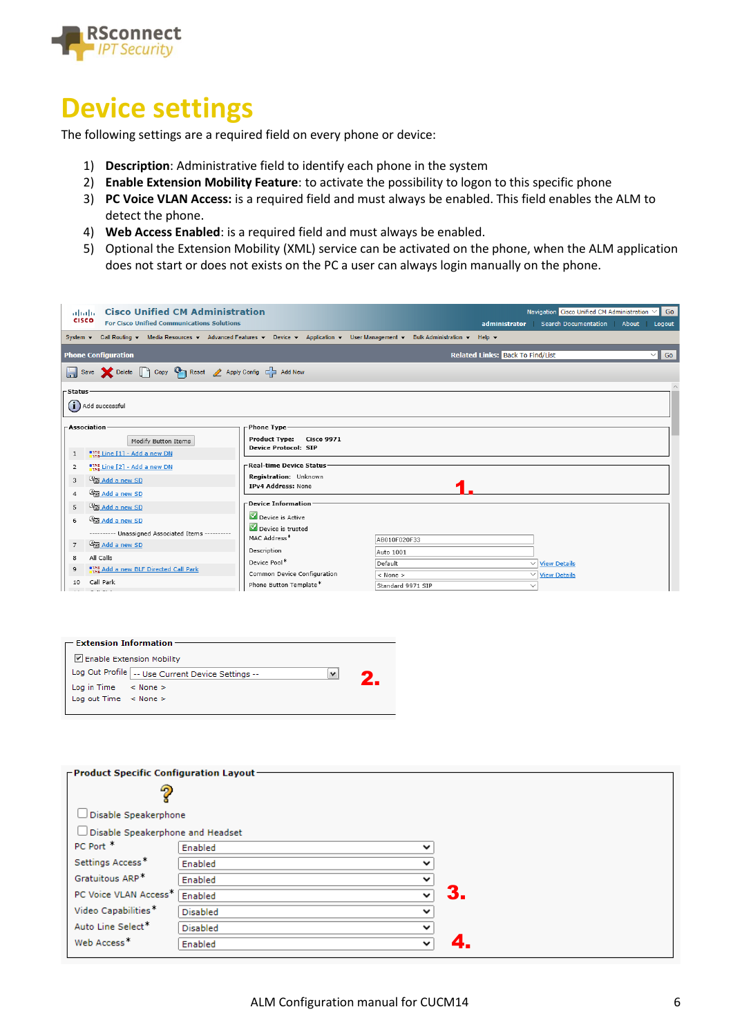# Device settings

The following settings are a required field on every phone or device:

1) **Description**: Administrative field to identify each phone in the system
2) **Enable Extension Mobility Feature**: to activate the possibility to logon to this specific phone
3) **PC Voice VLAN Access:** is a required field and must always be enabled. This field enables the ALM to detect the phone.
4) **Web Access Enabled**: is a required field and must always be enabled.
5) Optional the Extension Mobility (XML) service can be activated on the phone, when the ALM application does not start or does not exists on the PC a user can always login manually on the phone.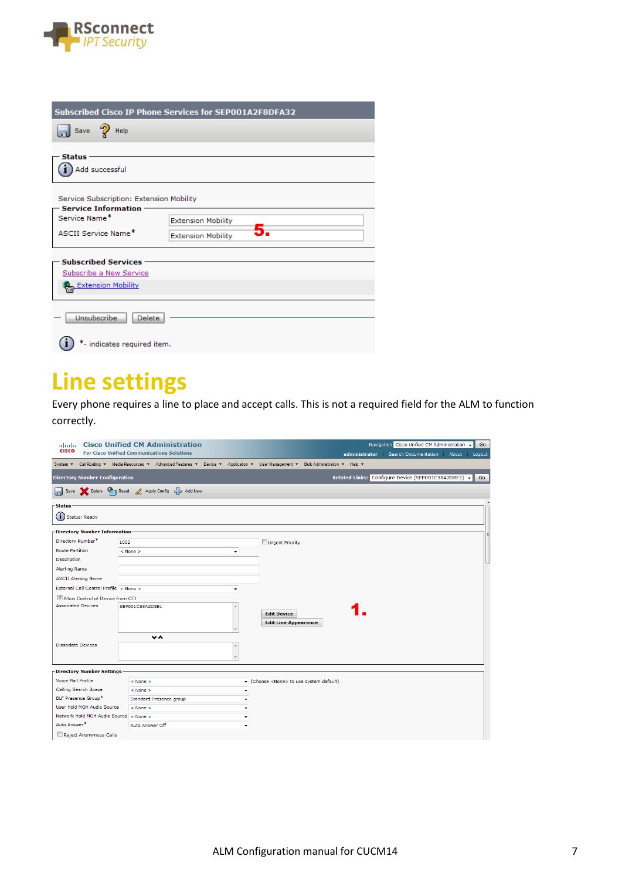## Subscribed Cisco IP Phone Services for SEP001A2F8DFA32

Save | Help

**Status**

Add successful

Service Subscription: Extension Mobility

**Service Information**

| Service Name* | Extension Mobility |
| --- | --- |
| ASCII Service Name* | Extension Mobility |

5.

**Subscribed Services**

Subscribe a New Service

Extension Mobility

Unsubscribe | Delete

*- indicates required item.

# Line settings

Every phone requires a line to place and accept calls. This is not a required field for the ALM to function correctly.

**Cisco Unified CM Administration**
For Cisco Unified Communications Solutions

Navigation: Cisco Unified CM Administration | Go
administrator | Search Documentation | About | Logout

System | Call Routing | Media Resources | Advanced Features | Device | Application | User Management | Bulk Administration | Help

**Directory Number Configuration**

Related Links: Configure Device (SEP001C58A2D8E1) | Go

Save | Delete | Reset | Apply Config | Add New

**Status**

Status: Ready

**Directory Number Information**

| Field | Value |
| --- | --- |
| Directory Number* | 1002 |
| Route Partition | < None > |
| Description | |
| Alerting Name | |
| ASCII Alerting Name | |
| External Call Control Profile | < None > |

Urgent Priority

Allow Control of Device from CTI

Associated Devices: SEP001C58A2D8E1

Edit Device | Edit Line Appearance

1.

Dissociate Devices

**Directory Number Settings**

| Field | Value |
| --- | --- |
| Voice Mail Profile | < None > (Choose <None> to use system default) |
| Calling Search Space | < None > |
| BLF Presence Group* | Standard Presence group |
| User Hold MOH Audio Source | < None > |
| Network Hold MOH Audio Source | < None > |
| Auto Answer* | Auto Answer Off |

Reject Anonymous Calls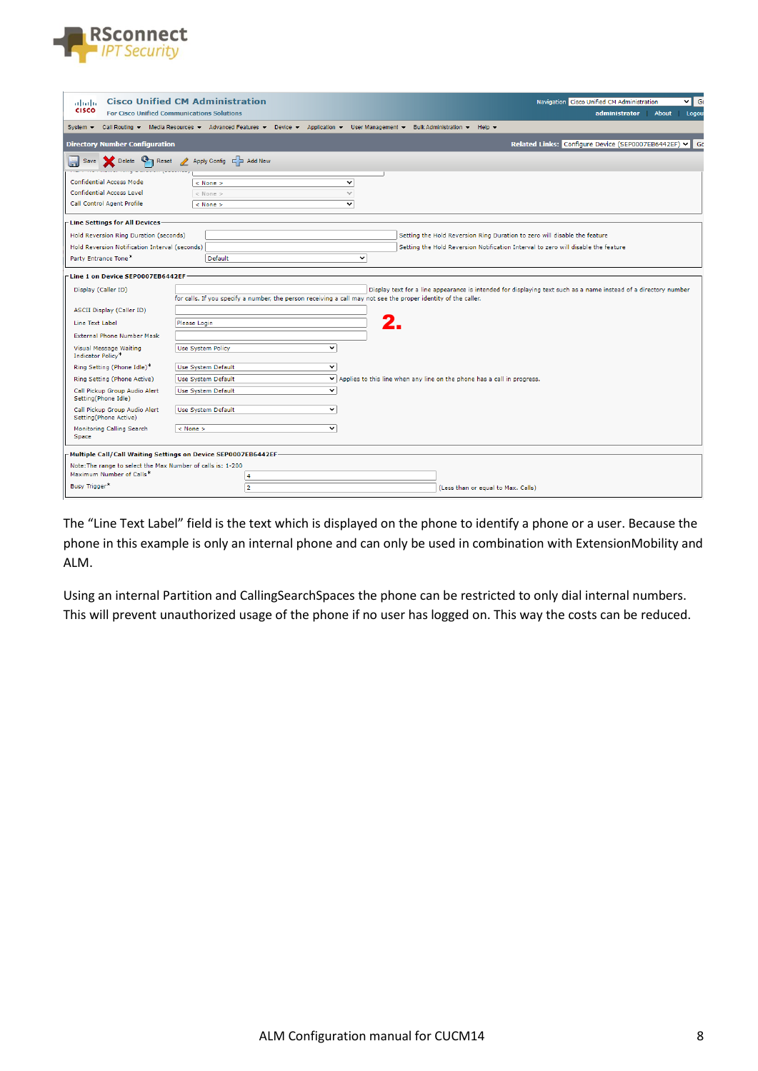The “Line Text Label” field is the text which is displayed on the phone to identify a phone or a user. Because the phone in this example is only an internal phone and can only be used in combination with ExtensionMobility and ALM.

Using an internal Partition and CallingSearchSpaces the phone can be restricted to only dial internal numbers. This will prevent unauthorized usage of the phone if no user has logged on. This way the costs can be reduced.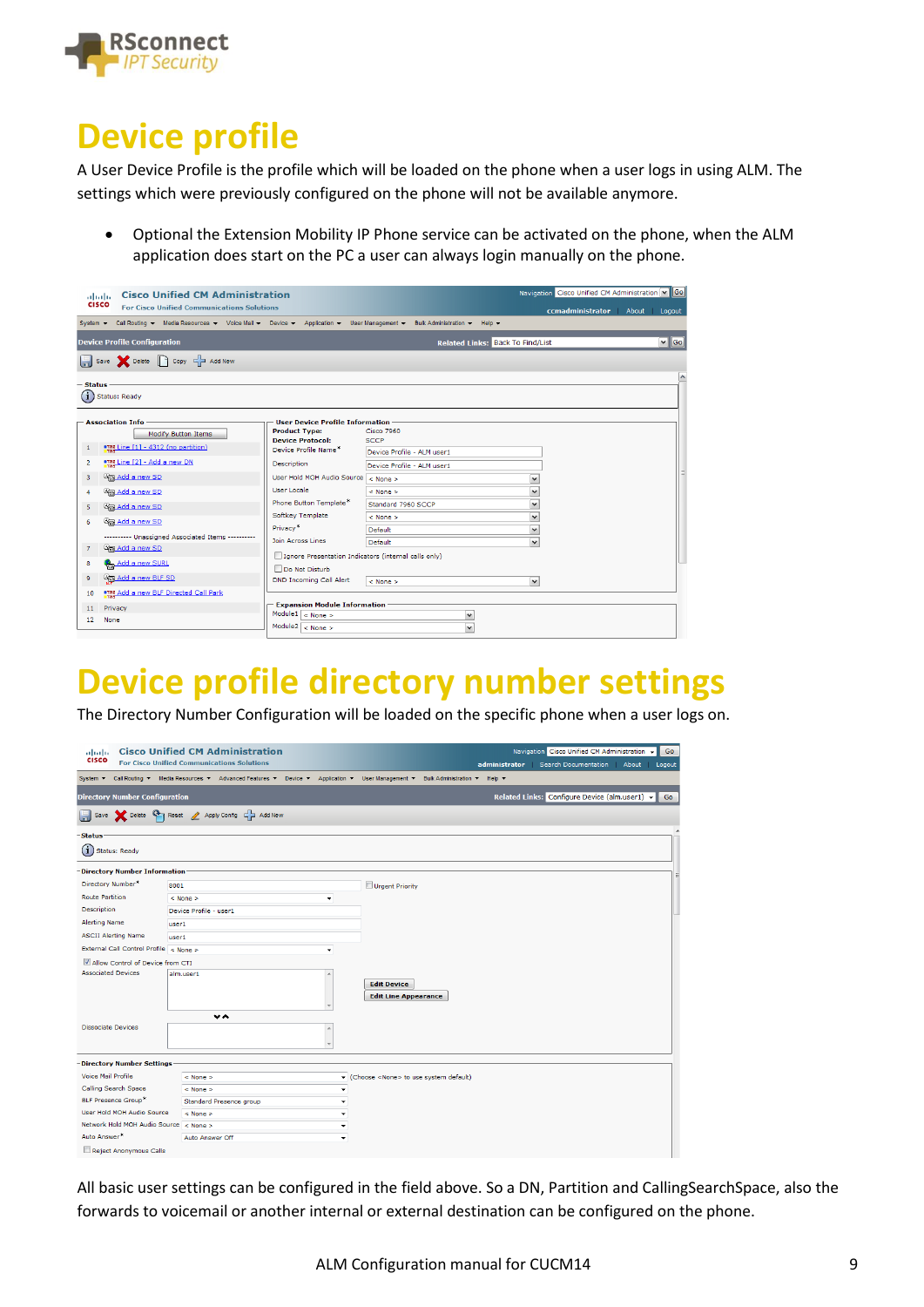# Device profile

A User Device Profile is the profile which will be loaded on the phone when a user logs in using ALM. The settings which were previously configured on the phone will not be available anymore.

- Optional the Extension Mobility IP Phone service can be activated on the phone, when the ALM application does start on the PC a user can always login manually on the phone.

# Device profile directory number settings

The Directory Number Configuration will be loaded on the specific phone when a user logs on.

All basic user settings can be configured in the field above. So a DN, Partition and CallingSearchSpace, also the forwards to voicemail or another internal or external destination can be configured on the phone.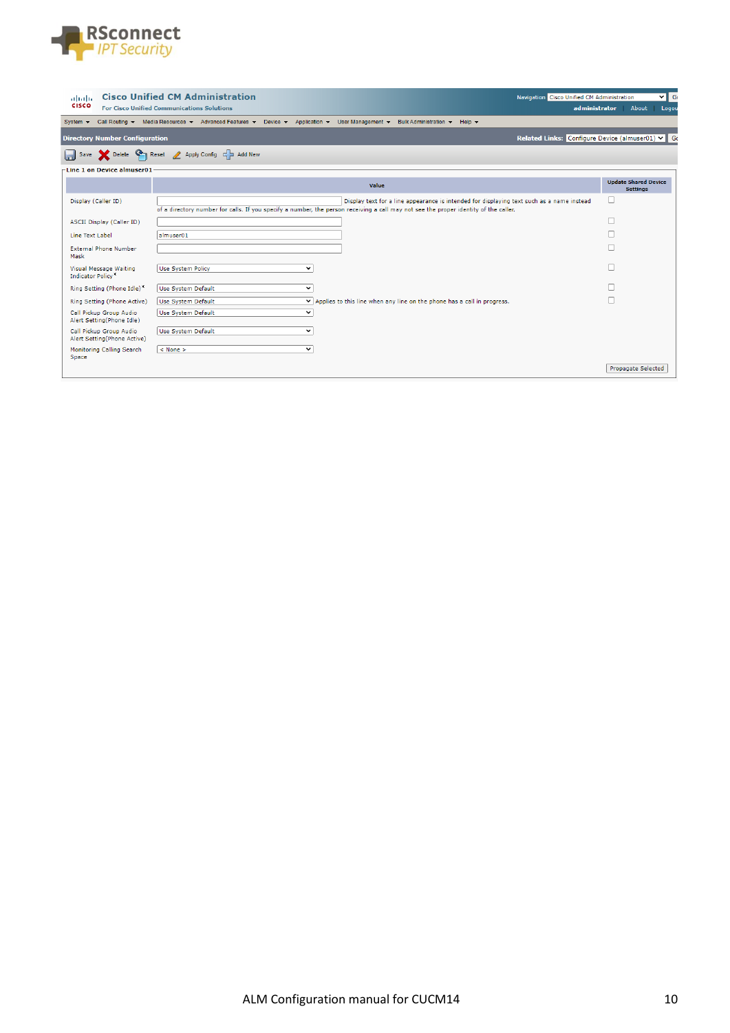Cisco Unified CM Administration
For Cisco Unified Communications Solutions

Navigation: Cisco Unified CM Administration | Go
administrator | About | Logout

System | Call Routing | Media Resources | Advanced Features | Device | Application | User Management | Bulk Administration | Help

**Directory Number Configuration**

Related Links: Configure Device (almuser01) | Go

Save | Delete | Reset | Apply Config | Add New

**Line 1 on Device almuser01**

| | Value | Update Shared Device Settings |
|---|---|---|
| Display (Caller ID) | Display text for a line appearance is intended for displaying text such as a name instead of a directory number for calls. If you specify a number, the person receiving a call may not see the proper identity of the caller. | ☐ |
| ASCII Display (Caller ID) | | ☐ |
| Line Text Label | almuser01 | ☐ |
| External Phone Number Mask | | ☐ |
| Visual Message Waiting Indicator Policy* | Use System Policy | ☐ |
| Ring Setting (Phone Idle)* | Use System Default | ☐ |
| Ring Setting (Phone Active) | Use System Default — Applies to this line when any line on the phone has a call in progress. | ☐ |
| Call Pickup Group Audio Alert Setting(Phone Idle) | Use System Default | |
| Call Pickup Group Audio Alert Setting(Phone Active) | Use System Default | |
| Monitoring Calling Search Space | < None > | |

Propagate Selected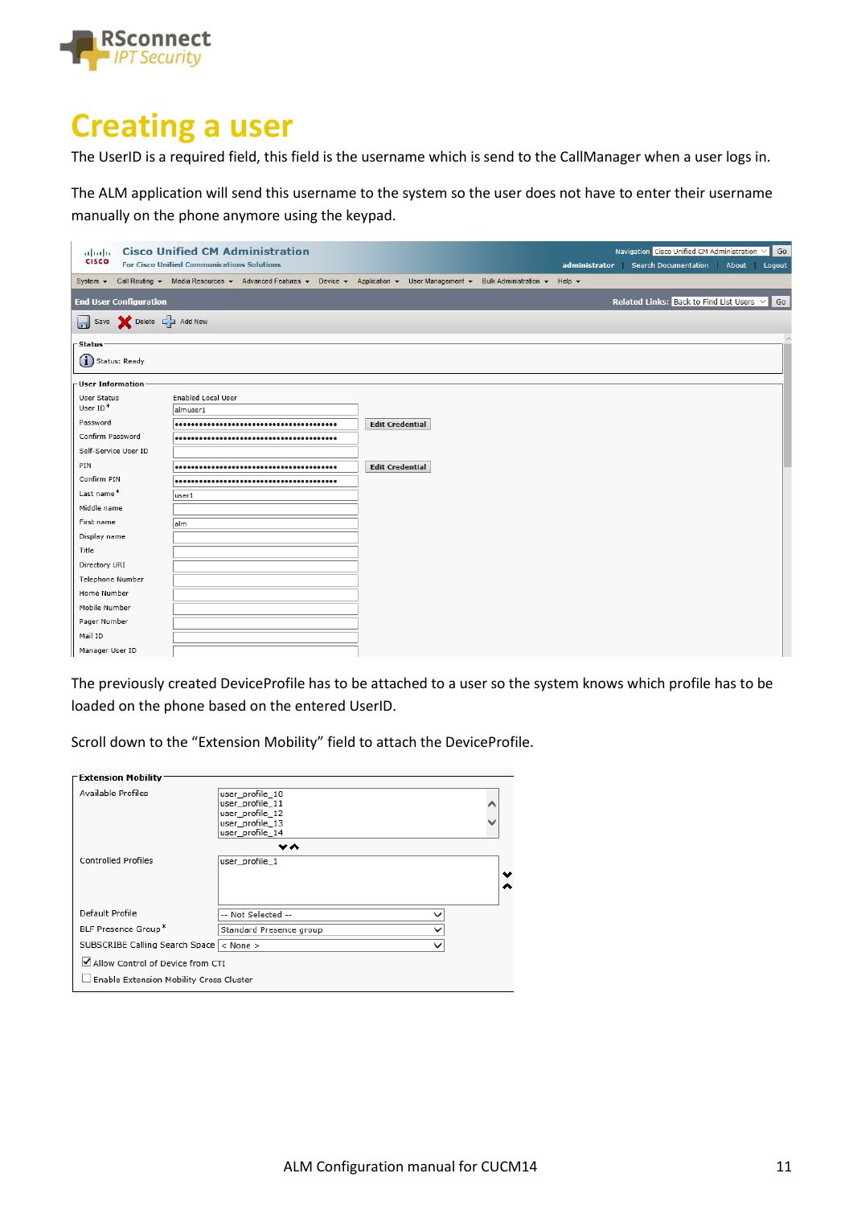# Creating a user

The UserID is a required field, this field is the username which is send to the CallManager when a user logs in.

The ALM application will send this username to the system so the user does not have to enter their username manually on the phone anymore using the keypad.

Cisco Unified CM Administration
For Cisco Unified Communications Solutions

End User Configuration

Status

Status: Ready

User Information

| | |
|---|---|
| User Status | Enabled Local User |
| User ID* | almuser1 |
| Password | •••••••••••••••••••••••••••••••••••••••• |
| Confirm Password | •••••••••••••••••••••••••••••••••••••••• |
| Self-Service User ID | |
| PIN | •••••••••••••••••••••••••••••••••••••••• |
| Confirm PIN | •••••••••••••••••••••••••••••••••••••••• |
| Last name* | user1 |
| Middle name | |
| First name | alm |
| Display name | |
| Title | |
| Directory URI | |
| Telephone Number | |
| Home Number | |
| Mobile Number | |
| Pager Number | |
| Mail ID | |
| Manager User ID | |

The previously created DeviceProfile has to be attached to a user so the system knows which profile has to be loaded on the phone based on the entered UserID.

Scroll down to the "Extension Mobility" field to attach the DeviceProfile.

Extension Mobility

| | |
|---|---|
| Available Profiles | user_profile_10, user_profile_11, user_profile_12, user_profile_13, user_profile_14 |
| Controlled Profiles | user_profile_1 |
| Default Profile | -- Not Selected -- |
| BLF Presence Group* | Standard Presence group |
| SUBSCRIBE Calling Search Space | < None > |

- [x] Allow Control of Device from CTI
- [ ] Enable Extension Mobility Cross Cluster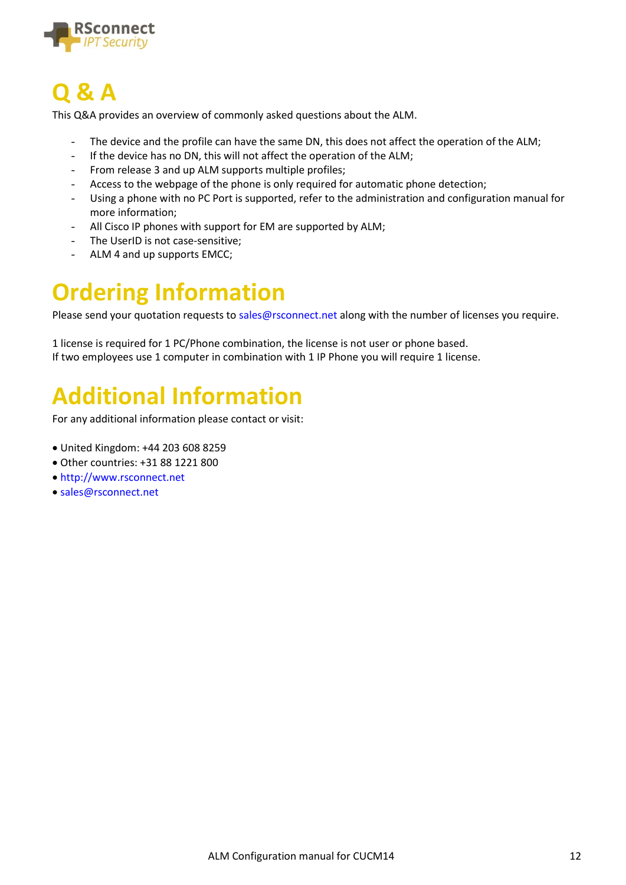# Q & A

This Q&A provides an overview of commonly asked questions about the ALM.

- The device and the profile can have the same DN, this does not affect the operation of the ALM;
- If the device has no DN, this will not affect the operation of the ALM;
- From release 3 and up ALM supports multiple profiles;
- Access to the webpage of the phone is only required for automatic phone detection;
- Using a phone with no PC Port is supported, refer to the administration and configuration manual for more information;
- All Cisco IP phones with support for EM are supported by ALM;
- The UserID is not case-sensitive;
- ALM 4 and up supports EMCC;

# Ordering Information

Please send your quotation requests to sales@rsconnect.net along with the number of licenses you require.

1 license is required for 1 PC/Phone combination, the license is not user or phone based.
If two employees use 1 computer in combination with 1 IP Phone you will require 1 license.

# Additional Information

For any additional information please contact or visit:

- United Kingdom: +44 203 608 8259
- Other countries: +31 88 1221 800
- http://www.rsconnect.net
- sales@rsconnect.net